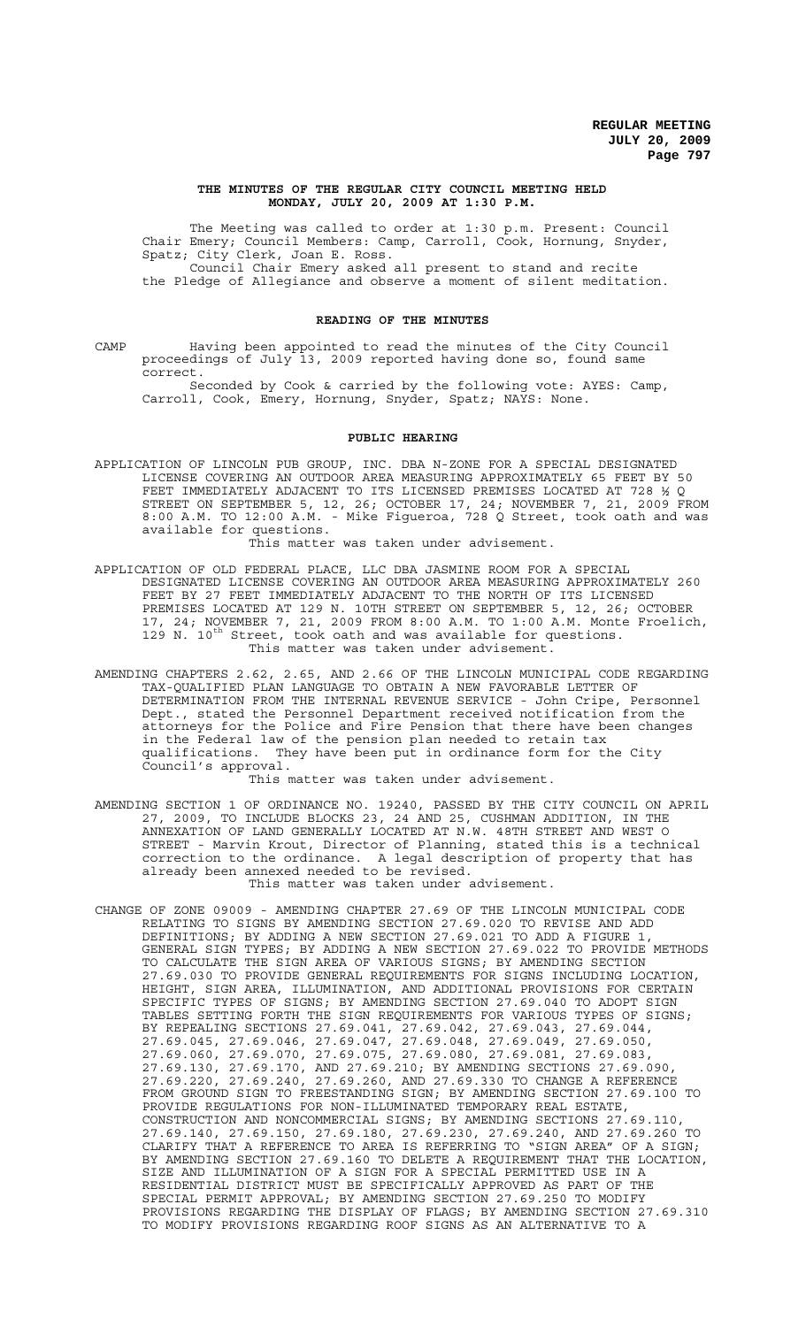### THE MINUTES OF THE REGULAR CITY COUNCIL MEETING HELD MONDAY, JULY 20, 2009 AT 1:30 P.M.

The Meeting was called to order at 1:30 p.m. Present: Council Chair Emery; Council Members: Camp, Carroll, Cook, Hornung, Snyder, Spatz; City Clerk, Joan E. Ross.

Council Chair Emery asked all present to stand and recite the Pledge of Allegiance and observe a moment of silent meditation.

#### READING OF THE MINUTES

CAMP Having been appointed to read the minutes of the City Council proceedings of July 13, 2009 reported having done so, found same correct.

Seconded by Cook & carried by the following vote: AYES: Camp, Carroll, Cook, Emery, Hornung, Snyder, Spatz; NAYS: None.

#### PUBLIC HEARING

APPLICATION OF LINCOLN PUB GROUP, INC. DBA N-ZONE FOR A SPECIAL DESIGNATED LICENSE COVERING AN OUTDOOR AREA MEASURING APPROXIMATELY 65 FEET BY 50 FEET IMMEDIATELY ADJACENT TO ITS LICENSED PREMISES LOCATED AT 728 ½ Q STREET ON SEPTEMBER 5, 12, 26; OCTOBER 17, 24; NOVEMBER 7, 21, 2009 FROM 8:00 A.M. TO 12:00 A.M. - Mike Figueroa, 728 Q Street, took oath and was available for questions.

This matter was taken under advisement.

APPLICATION OF OLD FEDERAL PLACE, LLC DBA JASMINE ROOM FOR A SPECIAL DESIGNATED LICENSE COVERING AN OUTDOOR AREA MEASURING APPROXIMATELY 260 FEET BY 27 FEET IMMEDIATELY ADJACENT TO THE NORTH OF ITS LICENSED PREMISES LOCATED AT 129 N. 10TH STREET ON SEPTEMBER 5, 12, 26; OCTOBER 17, 24; NOVEMBER 7, 21, 2009 FROM 8:00 A.M. TO 1:00 A.M. Monte Froelich, 129 N. 10th Street, took oath and was available for questions.

This matter was taken under advisement.

AMENDING CHAPTERS 2.62, 2.65, AND 2.66 OF THE LINCOLN MUNICIPAL CODE REGARDING TAX-QUALIFIED PLAN LANGUAGE TO OBTAIN A NEW FAVORABLE LETTER OF DETERMINATION FROM THE INTERNAL REVENUE SERVICE - John Cripe, Personnel Dept., stated the Personnel Department received notification from the attorneys for the Police and Fire Pension that there have been changes in the Federal law of the pension plan needed to retain tax qualifications. They have been put in ordinance form for the City Council's approval.

This matter was taken under advisement.

AMENDING SECTION 1 OF ORDINANCE NO. 19240, PASSED BY THE CITY COUNCIL ON APRIL 27, 2009, TO INCLUDE BLOCKS 23, 24 AND 25, CUSHMAN ADDITION, IN THE ANNEXATION OF LAND GENERALLY LOCATED AT N.W. 48TH STREET AND WEST O STREET - Marvin Krout, Director of Planning, stated this is a technical correction to the ordinance. A legal description of property that has already been annexed needed to be revised.

This matter was taken under advisement.

CHANGE OF ZONE 09009 - AMENDING CHAPTER 27.69 OF THE LINCOLN MUNICIPAL CODE RELATING TO SIGNS BY AMENDING SECTION 27.69.020 TO REVISE AND ADD DEFINITIONS; BY ADDING A NEW SECTION 27.69.021 TO ADD A FIGURE 1, GENERAL SIGN TYPES; BY ADDING A NEW SECTION 27.69.022 TO PROVIDE METHODS TO CALCULATE THE SIGN AREA OF VARIOUS SIGNS; BY AMENDING SECTION 27.69.030 TO PROVIDE GENERAL REQUIREMENTS FOR SIGNS INCLUDING LOCATION, HEIGHT, SIGN AREA, ILLUMINATION, AND ADDITIONAL PROVISIONS FOR CERTAIN SPECIFIC TYPES OF SIGNS; BY AMENDING SECTION 27.69.040 TO ADOPT SIGN TABLES SETTING FORTH THE SIGN REQUIREMENTS FOR VARIOUS TYPES OF SIGNS; BY REPEALING SECTIONS 27.69.041, 27.69.042, 27.69.043, 27.69.044, 27.69.045, 27.69.046, 27.69.047, 27.69.048, 27.69.049, 27.69.050, 27.69.060, 27.69.070, 27.69.075, 27.69.080, 27.69.081, 27.69.083, 27.69.130, 27.69.170, AND 27.69.210; BY AMENDING SECTIONS 27.69.090, 27.69.220, 27.69.240, 27.69.260, AND 27.69.330 TO CHANGE A REFERENCE FROM GROUND SIGN TO FREESTANDING SIGN; BY AMENDING SECTION 27.69.100 TO PROVIDE REGULATIONS FOR NON-ILLUMINATED TEMPORARY REAL ESTATE, CONSTRUCTION AND NONCOMMERCIAL SIGNS; BY AMENDING SECTIONS 27.69.110, 27.69.140, 27.69.150, 27.69.180, 27.69.230, 27.69.240, AND 27.69.260 TO CLARIFY THAT A REFERENCE TO AREA IS REFERRING TO "SIGN AREA" OF A SIGN; BY AMENDING SECTION 27.69.160 TO DELETE A REQUIREMENT THAT THE LOCATION, SIZE AND ILLUMINATION OF A SIGN FOR A SPECIAL PERMITTED USE IN A RESIDENTIAL DISTRICT MUST BE SPECIFICALLY APPROVED AS PART OF THE SPECIAL PERMIT APPROVAL; BY AMENDING SECTION 27.69.250 TO MODIFY PROVISIONS REGARDING THE DISPLAY OF FLAGS; BY AMENDING SECTION 27.69.310 TO MODIFY PROVISIONS REGARDING ROOF SIGNS AS AN ALTERNATIVE TO A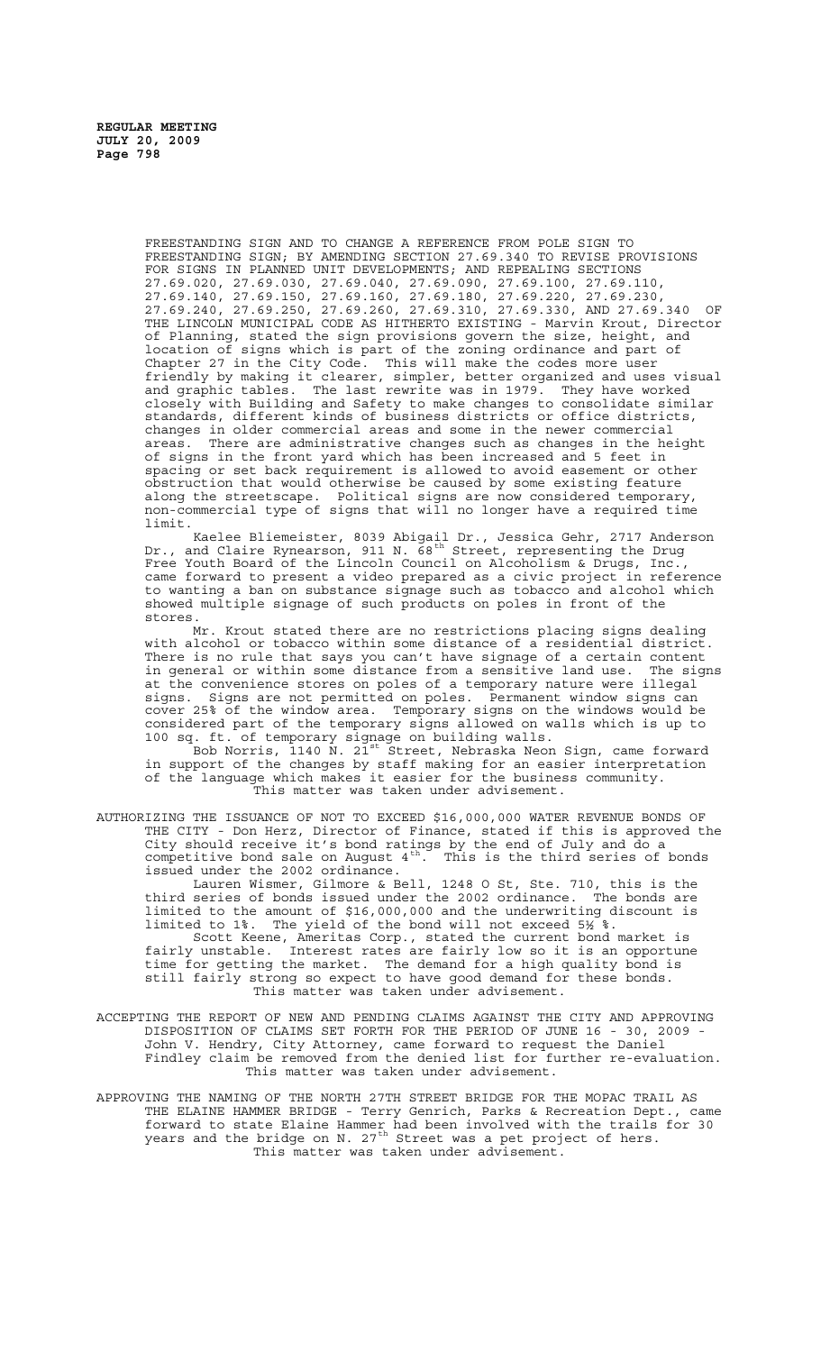FREESTANDING SIGN AND TO CHANGE A REFERENCE FROM POLE SIGN TO FREESTANDING SIGN; BY AMENDING SECTION 27.69.340 TO REVISE PROVISIONS FOR SIGNS IN PLANNED UNIT DEVELOPMENTS; AND REPEALING SECTIONS 27.69.020, 27.69.030, 27.69.040, 27.69.090, 27.69.100, 27.69.110, 27.69.140, 27.69.150, 27.69.160, 27.69.180, 27.69.220, 27.69.230, 27.69.240, 27.69.250, 27.69.260, 27.69.310, 27.69.330, AND 27.69.340 OF THE LINCOLN MUNICIPAL CODE AS HITHERTO EXISTING - Marvin Krout, Director of Planning, stated the sign provisions govern the size, height, and location of signs which is part of the zoning ordinance and part of Chapter 27 in the City Code. This will make the codes more user friendly by making it clearer, simpler, better organized and uses visual and graphic tables. The last rewrite was in 1979. They have worked closely with Building and Safety to make changes to consolidate similar standards, different kinds of business districts or office districts, changes in older commercial areas and some in the newer commercial areas. There are administrative changes such as changes in the height of signs in the front yard which has been increased and 5 feet in spacing or set back requirement is allowed to avoid easement or other obstruction that would otherwise be caused by some existing feature along the streetscape. Political signs are now considered temporary, non-commercial type of signs that will no longer have a required time limit.

Kaelee Bliemeister, 8039 Abigail Dr., Jessica Gehr, 2717 Anderson Dr., and Claire Rynearson, 911 N. 68th Street, representing the Drug Free Youth Board of the Lincoln Council on Alcoholism & Drugs, Inc., came forward to present a video prepared as a civic project in reference to wanting a ban on substance signage such as tobacco and alcohol which showed multiple signage of such products on poles in front of the stores.

Mr. Krout stated there are no restrictions placing signs dealing with alcohol or tobacco within some distance of a residential district. There is no rule that says you can't have signage of a certain content in general or within some distance from a sensitive land use. The signs at the convenience stores on poles of a temporary nature were illegal signs. Signs are not permitted on poles. Permanent window signs can cover 25% of the window area. Temporary signs on the windows would be considered part of the temporary signs allowed on walls which is up to 100 sq. ft. of temporary signage on building walls.

Bob Norris, 1140 N. 21st Street, Nebraska Neon Sign, came forward in support of the changes by staff making for an easier interpretation of the language which makes it easier for the business community.

This matter was taken under advisement.

AUTHORIZING THE ISSUANCE OF NOT TO EXCEED $16,000,000 WATER REVENUE BONDS OF THE CITY - Don Herz, Director of Finance, stated if this is approved the City should receive it's bond ratings by the end of July and do a competitive bond sale on August 4th. This is the third series of bonds issued under the 2002 ordinance.

Lauren Wismer, Gilmore & Bell, 1248 O St, Ste. 710, this is the third series of bonds issued under the 2002 ordinance. The bonds are limited to the amount of $16,000,000 and the underwriting discount is limited to 1%. The yield of the bond will not exceed 5½ %.

Scott Keene, Ameritas Corp., stated the current bond market is fairly unstable. Interest rates are fairly low so it is an opportune time for getting the market. The demand for a high quality bond is still fairly strong so expect to have good demand for these bonds.

This matter was taken under advisement.

ACCEPTING THE REPORT OF NEW AND PENDING CLAIMS AGAINST THE CITY AND APPROVING DISPOSITION OF CLAIMS SET FORTH FOR THE PERIOD OF JUNE 16 - 30, 2009 - John V. Hendry, City Attorney, came forward to request the Daniel Findley claim be removed from the denied list for further re-evaluation.

This matter was taken under advisement.

APPROVING THE NAMING OF THE NORTH 27TH STREET BRIDGE FOR THE MOPAC TRAIL AS THE ELAINE HAMMER BRIDGE - Terry Genrich, Parks & Recreation Dept., came forward to state Elaine Hammer had been involved with the trails for 30 years and the bridge on N. 27th Street was a pet project of hers.

This matter was taken under advisement.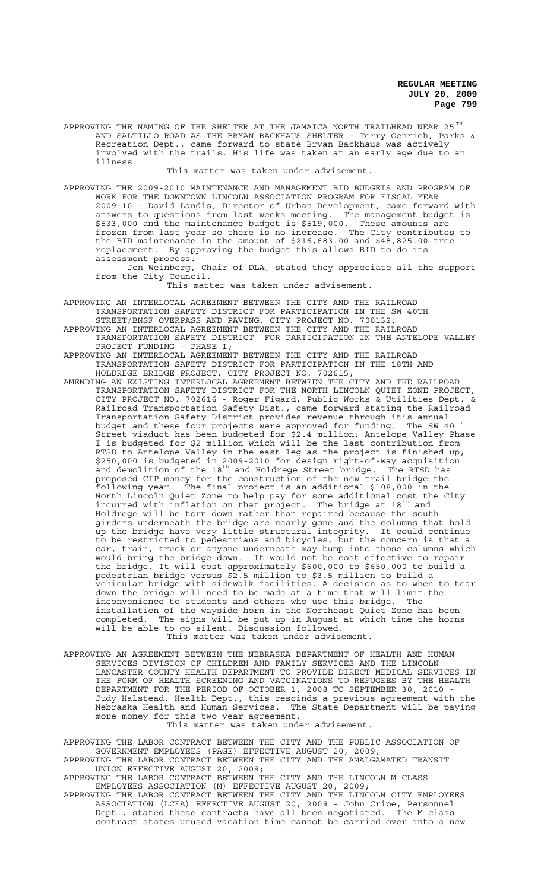APPROVING THE NAMING OF THE SHELTER AT THE JAMAICA NORTH TRAILHEAD NEAR 25TH AND SALTILLO ROAD AS THE BRYAN BACKHAUS SHELTER - Terry Genrich, Parks & Recreation Dept., came forward to state Bryan Backhaus was actively involved with the trails. His life was taken at an early age due to an illness.

This matter was taken under advisement.

APPROVING THE 2009-2010 MAINTENANCE AND MANAGEMENT BID BUDGETS AND PROGRAM OF WORK FOR THE DOWNTOWN LINCOLN ASSOCIATION PROGRAM FOR FISCAL YEAR 2009-10 - David Landis, Director of Urban Development, came forward with answers to questions from last weeks meeting. The management budget is $533,000 and the maintenance budget is $519,000. These amounts are frozen from last year so there is no increase. The City contributes to the BID maintenance in the amount of $216,683.00 and $48,825.00 tree replacement. By approving the budget this allows BID to do its assessment process.

Jon Weinberg, Chair of DLA, stated they appreciate all the support from the City Council.

This matter was taken under advisement.

APPROVING AN INTERLOCAL AGREEMENT BETWEEN THE CITY AND THE RAILROAD TRANSPORTATION SAFETY DISTRICT FOR PARTICIPATION IN THE SW 40TH STREET/BNSF OVERPASS AND PAVING, CITY PROJECT NO. 700132;

APPROVING AN INTERLOCAL AGREEMENT BETWEEN THE CITY AND THE RAILROAD TRANSPORTATION SAFETY DISTRICT FOR PARTICIPATION IN THE ANTELOPE VALLEY PROJECT FUNDING - PHASE I;

APPROVING AN INTERLOCAL AGREEMENT BETWEEN THE CITY AND THE RAILROAD TRANSPORTATION SAFETY DISTRICT FOR PARTICIPATION IN THE 18TH AND HOLDREGE BRIDGE PROJECT, CITY PROJECT NO. 702615;

AMENDING AN EXISTING INTERLOCAL AGREEMENT BETWEEN THE CITY AND THE RAILROAD TRANSPORTATION SAFETY DISTRICT FOR THE NORTH LINCOLN QUIET ZONE PROJECT, CITY PROJECT NO. 702616 - Roger Figard, Public Works & Utilities Dept. & Railroad Transportation Safety Dist., came forward stating the Railroad Transportation Safety District provides revenue through it's annual budget and these four projects were approved for funding. The SW 40th Street viaduct has been budgeted for $2.4 million; Antelope Valley Phase I is budgeted for $2 million which will be the last contribution from RTSD to Antelope Valley in the east leg as the project is finished up; $250,000 is budgeted in 2009-2010 for design right-of-way acquisition and demolition of the 18th and Holdrege Street bridge. The RTSD has proposed CIP money for the construction of the new trail bridge the following year. The final project is an additional $108,000 in the North Lincoln Quiet Zone to help pay for some additional cost the City incurred with inflation on that project. The bridge at 18th and Holdrege will be torn down rather than repaired because the south girders underneath the bridge are nearly gone and the columns that hold up the bridge have very little structural integrity. It could continue to be restricted to pedestrians and bicycles, but the concern is that a car, train, truck or anyone underneath may bump into those columns which would bring the bridge down. It would not be cost effective to repair the bridge. It will cost approximately $600,000 to $650,000 to build a pedestrian bridge versus $2.5 million to $3.5 million to build a vehicular bridge with sidewalk facilities. A decision as to when to tear down the bridge will need to be made at a time that will limit the inconvenience to students and others who use this bridge. The installation of the wayside horn in the Northeast Quiet Zone has been completed. The signs will be put up in August at which time the horns will be able to go silent. Discussion followed.

This matter was taken under advisement.

APPROVING AN AGREEMENT BETWEEN THE NEBRASKA DEPARTMENT OF HEALTH AND HUMAN SERVICES DIVISION OF CHILDREN AND FAMILY SERVICES AND THE LINCOLN LANCASTER COUNTY HEALTH DEPARTMENT TO PROVIDE DIRECT MEDICAL SERVICES IN THE FORM OF HEALTH SCREENING AND VACCINATIONS TO REFUGEES BY THE HEALTH DEPARTMENT FOR THE PERIOD OF OCTOBER 1, 2008 TO SEPTEMBER 30, 2010 - Judy Halstead, Health Dept., this rescinds a previous agreement with the Nebraska Health and Human Services. The State Department will be paying more money for this two year agreement.

This matter was taken under advisement.

APPROVING THE LABOR CONTRACT BETWEEN THE CITY AND THE PUBLIC ASSOCIATION OF GOVERNMENT EMPLOYEES (PAGE) EFFECTIVE AUGUST 20, 2009;

APPROVING THE LABOR CONTRACT BETWEEN THE CITY AND THE AMALGAMATED TRANSIT UNION EFFECTIVE AUGUST 20, 2009;

APPROVING THE LABOR CONTRACT BETWEEN THE CITY AND THE LINCOLN M CLASS EMPLOYEES ASSOCIATION (M) EFFECTIVE AUGUST 20, 2009;

APPROVING THE LABOR CONTRACT BETWEEN THE CITY AND THE LINCOLN CITY EMPLOYEES ASSOCIATION (LCEA) EFFECTIVE AUGUST 20, 2009 - John Cripe, Personnel Dept., stated these contracts have all been negotiated. The M class contract states unused vacation time cannot be carried over into a new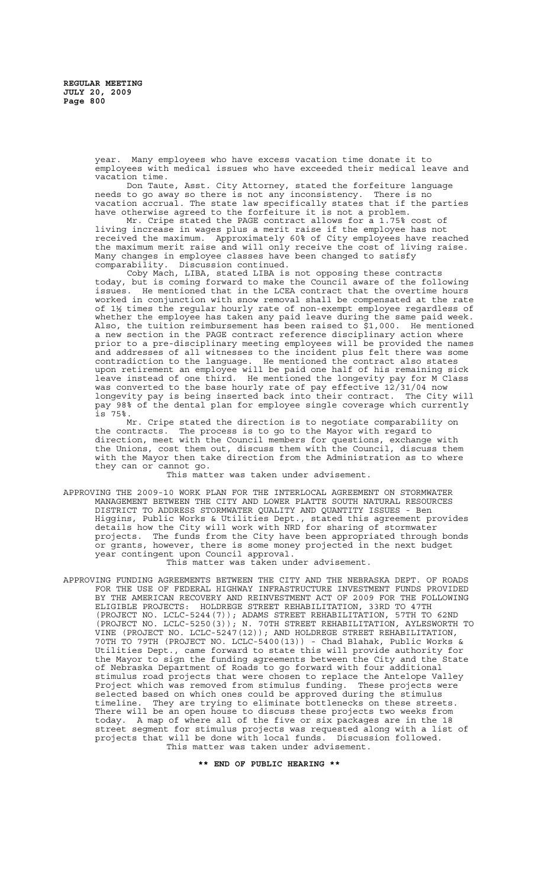year. Many employees who have excess vacation time donate it to employees with medical issues who have exceeded their medical leave and vacation time.

Don Taute, Asst. City Attorney, stated the forfeiture language needs to go away so there is not any inconsistency. There is no vacation accrual. The state law specifically states that if the parties have otherwise agreed to the forfeiture it is not a problem.

Mr. Cripe stated the PAGE contract allows for a 1.75% cost of living increase in wages plus a merit raise if the employee has not received the maximum. Approximately 60% of City employees have reached the maximum merit raise and will only receive the cost of living raise. Many changes in employee classes have been changed to satisfy comparability. Discussion continued.

Coby Mach, LIBA, stated LIBA is not opposing these contracts today, but is coming forward to make the Council aware of the following issues. He mentioned that in the LCEA contract that the overtime hours worked in conjunction with snow removal shall be compensated at the rate of 1½ times the regular hourly rate of non-exempt employee regardless of whether the employee has taken any paid leave during the same paid week. Also, the tuition reimbursement has been raised to $1,000. He mentioned a new section in the PAGE contract reference disciplinary action where prior to a pre-disciplinary meeting employees will be provided the names and addresses of all witnesses to the incident plus felt there was some contradiction to the language. He mentioned the contract also states upon retirement an employee will be paid one half of his remaining sick leave instead of one third. He mentioned the longevity pay for M Class was converted to the base hourly rate of pay effective 12/31/04 now longevity pay is being inserted back into their contract. The City will pay 98% of the dental plan for employee single coverage which currently is 75%.

Mr. Cripe stated the direction is to negotiate comparability on the contracts. The process is to go to the Mayor with regard to direction, meet with the Council members for questions, exchange with the Unions, cost them out, discuss them with the Council, discuss them with the Mayor then take direction from the Administration as to where they can or cannot go.

This matter was taken under advisement.

APPROVING THE 2009-10 WORK PLAN FOR THE INTERLOCAL AGREEMENT ON STORMWATER MANAGEMENT BETWEEN THE CITY AND LOWER PLATTE SOUTH NATURAL RESOURCES DISTRICT TO ADDRESS STORMWATER QUALITY AND QUANTITY ISSUES - Ben Higgins, Public Works & Utilities Dept., stated this agreement provides details how the City will work with NRD for sharing of stormwater projects. The funds from the City have been appropriated through bonds or grants, however, there is some money projected in the next budget year contingent upon Council approval.

This matter was taken under advisement.

APPROVING FUNDING AGREEMENTS BETWEEN THE CITY AND THE NEBRASKA DEPT. OF ROADS FOR THE USE OF FEDERAL HIGHWAY INFRASTRUCTURE INVESTMENT FUNDS PROVIDED BY THE AMERICAN RECOVERY AND REINVESTMENT ACT OF 2009 FOR THE FOLLOWING ELIGIBLE PROJECTS: HOLDREGE STREET REHABILITATION, 33RD TO 47TH (PROJECT NO. LCLC-5244(7)); ADAMS STREET REHABILITATION, 57TH TO 62ND (PROJECT NO. LCLC-5250(3)); N. 70TH STREET REHABILITATION, AYLESWORTH TO VINE (PROJECT NO. LCLC-5247(12)); AND HOLDREGE STREET REHABILITATION, 70TH TO 79TH (PROJECT NO. LCLC-5400(13)) - Chad Blahak, Public Works & Utilities Dept., came forward to state this will provide authority for the Mayor to sign the funding agreements between the City and the State of Nebraska Department of Roads to go forward with four additional stimulus road projects that were chosen to replace the Antelope Valley Project which was removed from stimulus funding. These projects were selected based on which ones could be approved during the stimulus timeline. They are trying to eliminate bottlenecks on these streets. There will be an open house to discuss these projects two weeks from today. A map of where all of the five or six packages are in the 18 street segment for stimulus projects was requested along with a list of projects that will be done with local funds. Discussion followed.

This matter was taken under advisement.

**\*\* END OF PUBLIC HEARING \*\***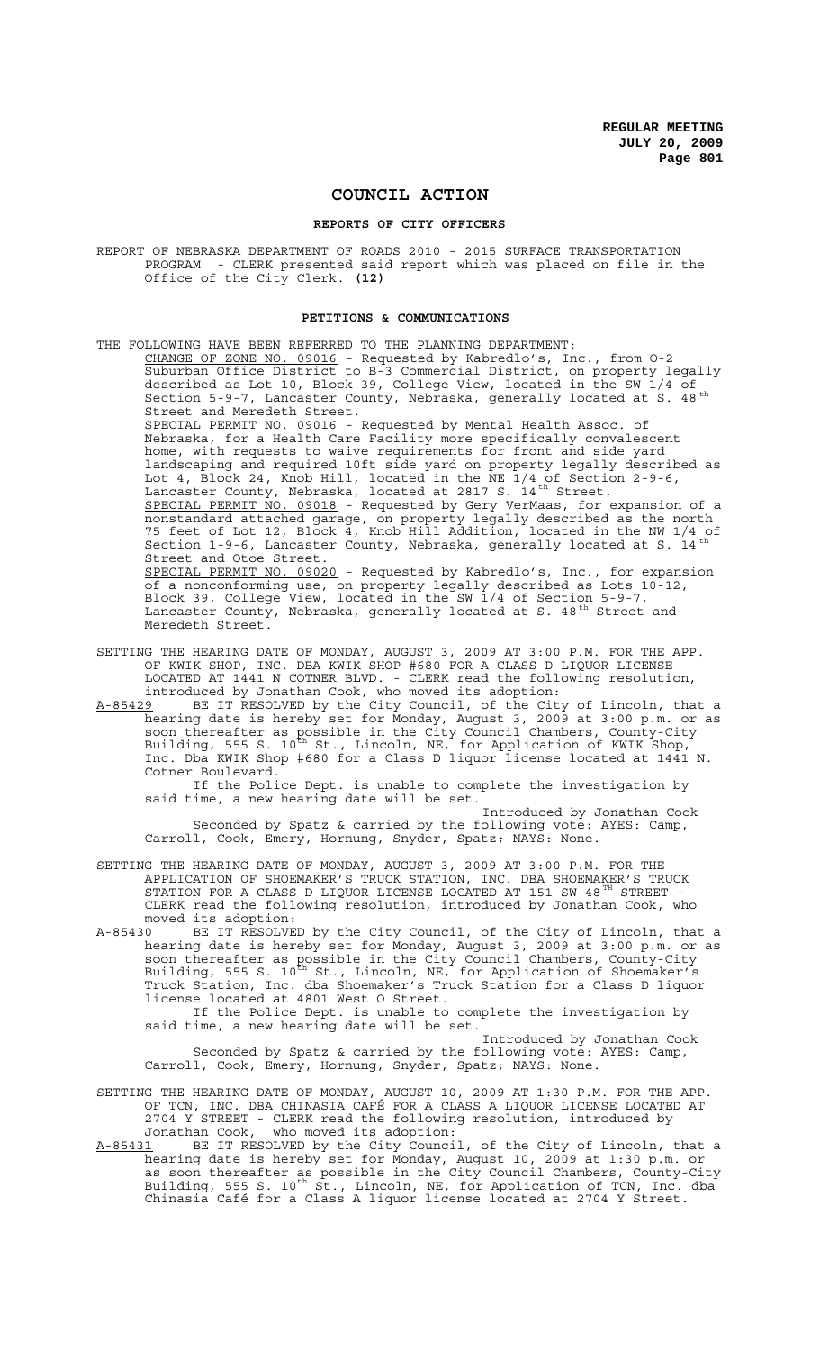# COUNCIL ACTION

## REPORTS OF CITY OFFICERS

REPORT OF NEBRASKA DEPARTMENT OF ROADS 2010 - 2015 SURFACE TRANSPORTATION PROGRAM - CLERK presented said report which was placed on file in the Office of the City Clerk. **(12)**

## PETITIONS & COMMUNICATIONS

THE FOLLOWING HAVE BEEN REFERRED TO THE PLANNING DEPARTMENT:

CHANGE OF ZONE NO. 09016 - Requested by Kabredlo's, Inc., from O-2 Suburban Office District to B-3 Commercial District, on property legally described as Lot 10, Block 39, College View, located in the SW 1/4 of Section 5-9-7, Lancaster County, Nebraska, generally located at S. 48[th] Street and Meredeth Street.

SPECIAL PERMIT NO. 09016 - Requested by Mental Health Assoc. of Nebraska, for a Health Care Facility more specifically convalescent home, with requests to waive requirements for front and side yard landscaping and required 10ft side yard on property legally described as Lot 4, Block 24, Knob Hill, located in the NE 1/4 of Section 2-9-6, Lancaster County, Nebraska, located at 2817 S. 14[th] Street.

SPECIAL PERMIT NO. 09018 - Requested by Gery VerMaas, for expansion of a nonstandard attached garage, on property legally described as the north 75 feet of Lot 12, Block 4, Knob Hill Addition, located in the NW 1/4 of Section 1-9-6, Lancaster County, Nebraska, generally located at S. 14[th] Street and Otoe Street.

SPECIAL PERMIT NO. 09020 - Requested by Kabredlo's, Inc., for expansion of a nonconforming use, on property legally described as Lots 10-12, Block 39, College View, located in the SW 1/4 of Section 5-9-7, Lancaster County, Nebraska, generally located at S. 48[th] Street and Meredeth Street.

SETTING THE HEARING DATE OF MONDAY, AUGUST 3, 2009 AT 3:00 P.M. FOR THE APP. OF KWIK SHOP, INC. DBA KWIK SHOP #680 FOR A CLASS D LIQUOR LICENSE LOCATED AT 1441 N COTNER BLVD. - CLERK read the following resolution, introduced by Jonathan Cook, who moved its adoption:

A-85429 BE IT RESOLVED by the City Council, of the City of Lincoln, that a hearing date is hereby set for Monday, August 3, 2009 at 3:00 p.m. or as soon thereafter as possible in the City Council Chambers, County-City Building, 555 S. 10[th] St., Lincoln, NE, for Application of KWIK Shop, Inc. Dba KWIK Shop #680 for a Class D liquor license located at 1441 N. Cotner Boulevard.

If the Police Dept. is unable to complete the investigation by said time, a new hearing date will be set.

Introduced by Jonathan Cook

Seconded by Spatz & carried by the following vote: AYES: Camp, Carroll, Cook, Emery, Hornung, Snyder, Spatz; NAYS: None.

SETTING THE HEARING DATE OF MONDAY, AUGUST 3, 2009 AT 3:00 P.M. FOR THE APPLICATION OF SHOEMAKER'S TRUCK STATION, INC. DBA SHOEMAKER'S TRUCK STATION FOR A CLASS D LIQUOR LICENSE LOCATED AT 151 SW 48[TH] STREET - CLERK read the following resolution, introduced by Jonathan Cook, who moved its adoption:

A-85430 BE IT RESOLVED by the City Council, of the City of Lincoln, that a hearing date is hereby set for Monday, August 3, 2009 at 3:00 p.m. or as soon thereafter as possible in the City Council Chambers, County-City Building, 555 S. 10[th] St., Lincoln, NE, for Application of Shoemaker's Truck Station, Inc. dba Shoemaker's Truck Station for a Class D liquor license located at 4801 West O Street.

If the Police Dept. is unable to complete the investigation by said time, a new hearing date will be set.

Introduced by Jonathan Cook

Seconded by Spatz & carried by the following vote: AYES: Camp, Carroll, Cook, Emery, Hornung, Snyder, Spatz; NAYS: None.

SETTING THE HEARING DATE OF MONDAY, AUGUST 10, 2009 AT 1:30 P.M. FOR THE APP. OF TCN, INC. DBA CHINASIA CAFÉ FOR A CLASS A LIQUOR LICENSE LOCATED AT 2704 Y STREET - CLERK read the following resolution, introduced by Jonathan Cook, who moved its adoption:

A-85431 BE IT RESOLVED by the City Council, of the City of Lincoln, that a hearing date is hereby set for Monday, August 10, 2009 at 1:30 p.m. or as soon thereafter as possible in the City Council Chambers, County-City Building, 555 S. 10[th] St., Lincoln, NE, for Application of TCN, Inc. dba Chinasia Café for a Class A liquor license located at 2704 Y Street.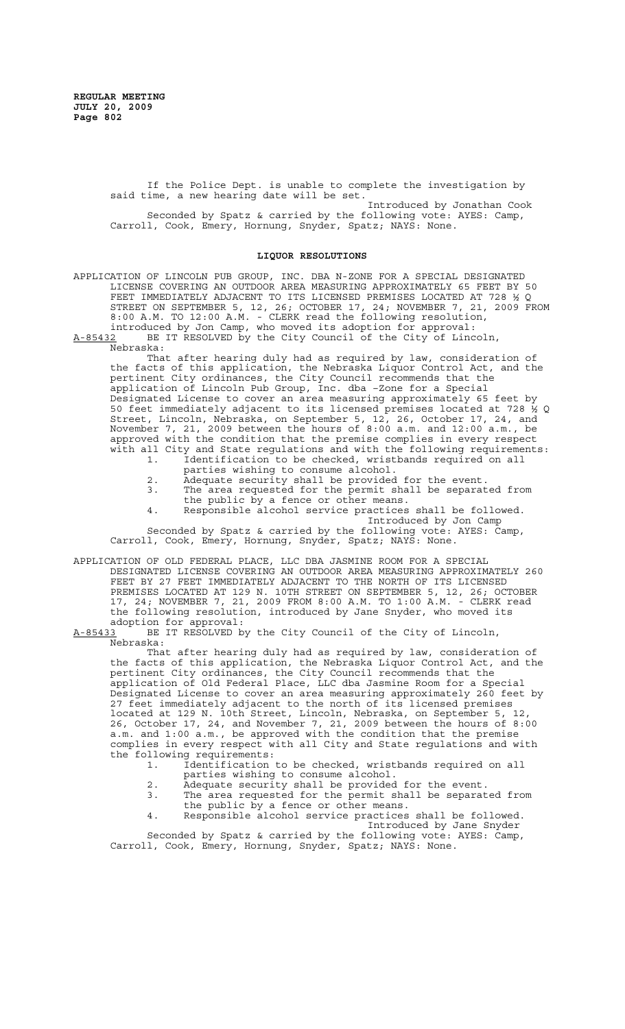If the Police Dept. is unable to complete the investigation by said time, a new hearing date will be set.

Introduced by Jonathan Cook

Seconded by Spatz & carried by the following vote: AYES: Camp, Carroll, Cook, Emery, Hornung, Snyder, Spatz; NAYS: None.

## LIQUOR RESOLUTIONS

APPLICATION OF LINCOLN PUB GROUP, INC. DBA N-ZONE FOR A SPECIAL DESIGNATED LICENSE COVERING AN OUTDOOR AREA MEASURING APPROXIMATELY 65 FEET BY 50 FEET IMMEDIATELY ADJACENT TO ITS LICENSED PREMISES LOCATED AT 728 ½ Q STREET ON SEPTEMBER 5, 12, 26; OCTOBER 17, 24; NOVEMBER 7, 21, 2009 FROM 8:00 A.M. TO 12:00 A.M. - CLERK read the following resolution, introduced by Jon Camp, who moved its adoption for approval:

A-85432 BE IT RESOLVED by the City Council of the City of Lincoln, Nebraska:

That after hearing duly had as required by law, consideration of the facts of this application, the Nebraska Liquor Control Act, and the pertinent City ordinances, the City Council recommends that the application of Lincoln Pub Group, Inc. dba -Zone for a Special Designated License to cover an area measuring approximately 65 feet by 50 feet immediately adjacent to its licensed premises located at 728 ½ Q Street, Lincoln, Nebraska, on September 5, 12, 26, October 17, 24, and November 7, 21, 2009 between the hours of 8:00 a.m. and 12:00 a.m., be approved with the condition that the premise complies in every respect with all City and State regulations and with the following requirements:

1. Identification to be checked, wristbands required on all parties wishing to consume alcohol.
2. Adequate security shall be provided for the event.
3. The area requested for the permit shall be separated from the public by a fence or other means.
4. Responsible alcohol service practices shall be followed.

Introduced by Jon Camp

Seconded by Spatz & carried by the following vote: AYES: Camp, Carroll, Cook, Emery, Hornung, Snyder, Spatz; NAYS: None.

APPLICATION OF OLD FEDERAL PLACE, LLC DBA JASMINE ROOM FOR A SPECIAL DESIGNATED LICENSE COVERING AN OUTDOOR AREA MEASURING APPROXIMATELY 260 FEET BY 27 FEET IMMEDIATELY ADJACENT TO THE NORTH OF ITS LICENSED PREMISES LOCATED AT 129 N. 10TH STREET ON SEPTEMBER 5, 12, 26; OCTOBER 17, 24; NOVEMBER 7, 21, 2009 FROM 8:00 A.M. TO 1:00 A.M. - CLERK read the following resolution, introduced by Jane Snyder, who moved its adoption for approval:

A-85433 BE IT RESOLVED by the City Council of the City of Lincoln, Nebraska:

That after hearing duly had as required by law, consideration of the facts of this application, the Nebraska Liquor Control Act, and the pertinent City ordinances, the City Council recommends that the application of Old Federal Place, LLC dba Jasmine Room for a Special Designated License to cover an area measuring approximately 260 feet by 27 feet immediately adjacent to the north of its licensed premises located at 129 N. 10th Street, Lincoln, Nebraska, on September 5, 12, 26, October 17, 24, and November 7, 21, 2009 between the hours of 8:00 a.m. and 1:00 a.m., be approved with the condition that the premise complies in every respect with all City and State regulations and with the following requirements:

1. Identification to be checked, wristbands required on all parties wishing to consume alcohol.
2. Adequate security shall be provided for the event.
3. The area requested for the permit shall be separated from the public by a fence or other means.
4. Responsible alcohol service practices shall be followed.

Introduced by Jane Snyder

Seconded by Spatz & carried by the following vote: AYES: Camp, Carroll, Cook, Emery, Hornung, Snyder, Spatz; NAYS: None.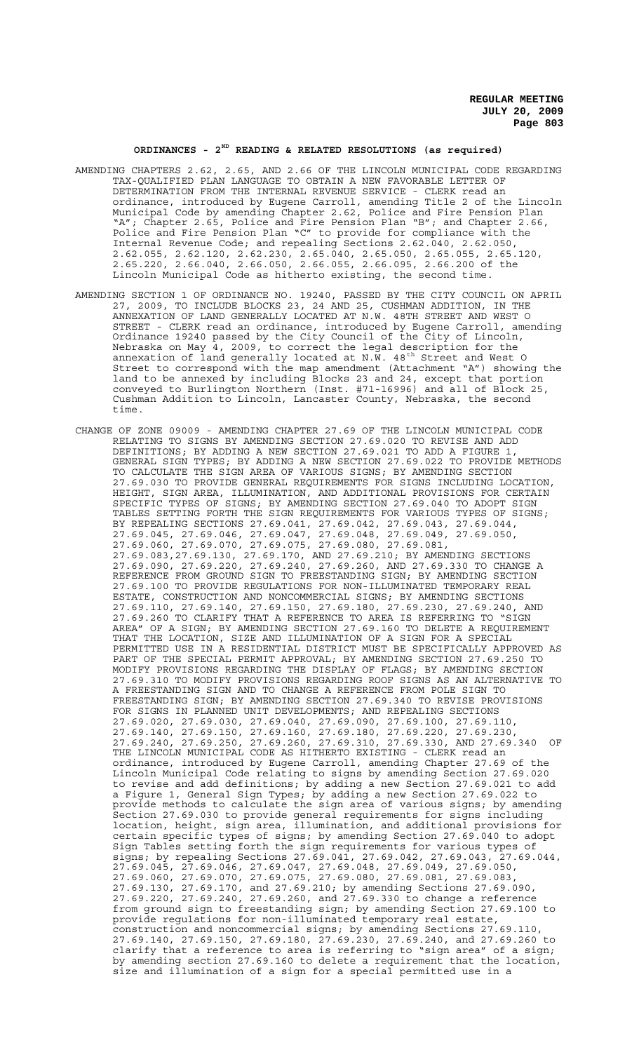## ORDINANCES - 2ND READING & RELATED RESOLUTIONS (as required)

AMENDING CHAPTERS 2.62, 2.65, AND 2.66 OF THE LINCOLN MUNICIPAL CODE REGARDING TAX-QUALIFIED PLAN LANGUAGE TO OBTAIN A NEW FAVORABLE LETTER OF DETERMINATION FROM THE INTERNAL REVENUE SERVICE - CLERK read an ordinance, introduced by Eugene Carroll, amending Title 2 of the Lincoln Municipal Code by amending Chapter 2.62, Police and Fire Pension Plan "A"; Chapter 2.65, Police and Fire Pension Plan "B"; and Chapter 2.66, Police and Fire Pension Plan "C" to provide for compliance with the Internal Revenue Code; and repealing Sections 2.62.040, 2.62.050, 2.62.055, 2.62.120, 2.62.230, 2.65.040, 2.65.050, 2.65.055, 2.65.120, 2.65.220, 2.66.040, 2.66.050, 2.66.055, 2.66.095, 2.66.200 of the Lincoln Municipal Code as hitherto existing, the second time.

AMENDING SECTION 1 OF ORDINANCE NO. 19240, PASSED BY THE CITY COUNCIL ON APRIL 27, 2009, TO INCLUDE BLOCKS 23, 24 AND 25, CUSHMAN ADDITION, IN THE ANNEXATION OF LAND GENERALLY LOCATED AT N.W. 48TH STREET AND WEST O STREET - CLERK read an ordinance, introduced by Eugene Carroll, amending Ordinance 19240 passed by the City Council of the City of Lincoln, Nebraska on May 4, 2009, to correct the legal description for the annexation of land generally located at N.W. 48th Street and West O Street to correspond with the map amendment (Attachment "A") showing the land to be annexed by including Blocks 23 and 24, except that portion conveyed to Burlington Northern (Inst. #71-16996) and all of Block 25, Cushman Addition to Lincoln, Lancaster County, Nebraska, the second time.

CHANGE OF ZONE 09009 - AMENDING CHAPTER 27.69 OF THE LINCOLN MUNICIPAL CODE RELATING TO SIGNS BY AMENDING SECTION 27.69.020 TO REVISE AND ADD DEFINITIONS; BY ADDING A NEW SECTION 27.69.021 TO ADD A FIGURE 1, GENERAL SIGN TYPES; BY ADDING A NEW SECTION 27.69.022 TO PROVIDE METHODS TO CALCULATE THE SIGN AREA OF VARIOUS SIGNS; BY AMENDING SECTION 27.69.030 TO PROVIDE GENERAL REQUIREMENTS FOR SIGNS INCLUDING LOCATION, HEIGHT, SIGN AREA, ILLUMINATION, AND ADDITIONAL PROVISIONS FOR CERTAIN SPECIFIC TYPES OF SIGNS; BY AMENDING SECTION 27.69.040 TO ADOPT SIGN TABLES SETTING FORTH THE SIGN REQUIREMENTS FOR VARIOUS TYPES OF SIGNS; BY REPEALING SECTIONS 27.69.041, 27.69.042, 27.69.043, 27.69.044, 27.69.045, 27.69.046, 27.69.047, 27.69.048, 27.69.049, 27.69.050, 27.69.060, 27.69.070, 27.69.075, 27.69.080, 27.69.081, 27.69.083,27.69.130, 27.69.170, AND 27.69.210; BY AMENDING SECTIONS 27.69.090, 27.69.220, 27.69.240, 27.69.260, AND 27.69.330 TO CHANGE A REFERENCE FROM GROUND SIGN TO FREESTANDING SIGN; BY AMENDING SECTION 27.69.100 TO PROVIDE REGULATIONS FOR NON-ILLUMINATED TEMPORARY REAL ESTATE, CONSTRUCTION AND NONCOMMERCIAL SIGNS; BY AMENDING SECTIONS 27.69.110, 27.69.140, 27.69.150, 27.69.180, 27.69.230, 27.69.240, AND 27.69.260 TO CLARIFY THAT A REFERENCE TO AREA IS REFERRING TO "SIGN AREA" OF A SIGN; BY AMENDING SECTION 27.69.160 TO DELETE A REQUIREMENT THAT THE LOCATION, SIZE AND ILLUMINATION OF A SIGN FOR A SPECIAL PERMITTED USE IN A RESIDENTIAL DISTRICT MUST BE SPECIFICALLY APPROVED AS PART OF THE SPECIAL PERMIT APPROVAL; BY AMENDING SECTION 27.69.250 TO MODIFY PROVISIONS REGARDING THE DISPLAY OF FLAGS; BY AMENDING SECTION 27.69.310 TO MODIFY PROVISIONS REGARDING ROOF SIGNS AS AN ALTERNATIVE TO A FREESTANDING SIGN AND TO CHANGE A REFERENCE FROM POLE SIGN TO FREESTANDING SIGN; BY AMENDING SECTION 27.69.340 TO REVISE PROVISIONS FOR SIGNS IN PLANNED UNIT DEVELOPMENTS; AND REPEALING SECTIONS 27.69.020, 27.69.030, 27.69.040, 27.69.090, 27.69.100, 27.69.110, 27.69.140, 27.69.150, 27.69.160, 27.69.180, 27.69.220, 27.69.230, 27.69.240, 27.69.250, 27.69.260, 27.69.310, 27.69.330, AND 27.69.340 OF THE LINCOLN MUNICIPAL CODE AS HITHERTO EXISTING - CLERK read an ordinance, introduced by Eugene Carroll, amending Chapter 27.69 of the Lincoln Municipal Code relating to signs by amending Section 27.69.020 to revise and add definitions; by adding a new Section 27.69.021 to add a Figure 1, General Sign Types; by adding a new Section 27.69.022 to provide methods to calculate the sign area of various signs; by amending Section 27.69.030 to provide general requirements for signs including location, height, sign area, illumination, and additional provisions for certain specific types of signs; by amending Section 27.69.040 to adopt Sign Tables setting forth the sign requirements for various types of signs; by repealing Sections 27.69.041, 27.69.042, 27.69.043, 27.69.044, 27.69.045, 27.69.046, 27.69.047, 27.69.048, 27.69.049, 27.69.050, 27.69.060, 27.69.070, 27.69.075, 27.69.080, 27.69.081, 27.69.083, 27.69.130, 27.69.170, and 27.69.210; by amending Sections 27.69.090, 27.69.220, 27.69.240, 27.69.260, and 27.69.330 to change a reference from ground sign to freestanding sign; by amending Section 27.69.100 to provide regulations for non-illuminated temporary real estate, construction and noncommercial signs; by amending Sections 27.69.110, 27.69.140, 27.69.150, 27.69.180, 27.69.230, 27.69.240, and 27.69.260 to clarify that a reference to area is referring to "sign area" of a sign; by amending section 27.69.160 to delete a requirement that the location, size and illumination of a sign for a special permitted use in a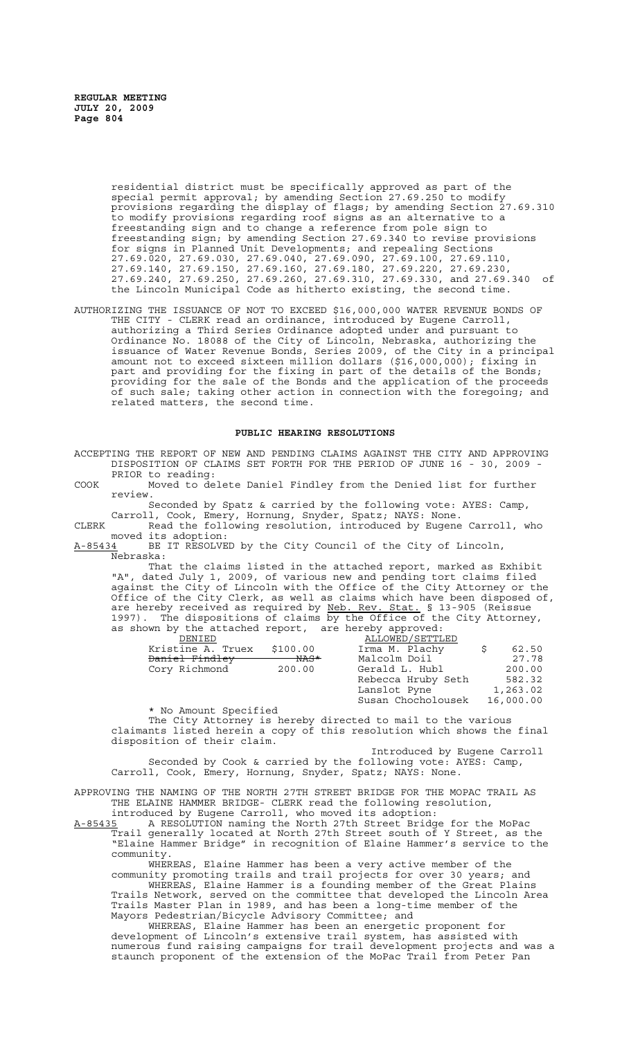residential district must be specifically approved as part of the special permit approval; by amending Section 27.69.250 to modify provisions regarding the display of flags; by amending Section 27.69.310 to modify provisions regarding roof signs as an alternative to a freestanding sign and to change a reference from pole sign to freestanding sign; by amending Section 27.69.340 to revise provisions for signs in Planned Unit Developments; and repealing Sections 27.69.020, 27.69.030, 27.69.040, 27.69.090, 27.69.100, 27.69.110, 27.69.140, 27.69.150, 27.69.160, 27.69.180, 27.69.220, 27.69.230, 27.69.240, 27.69.250, 27.69.260, 27.69.310, 27.69.330, and 27.69.340 of the Lincoln Municipal Code as hitherto existing, the second time.

AUTHORIZING THE ISSUANCE OF NOT TO EXCEED $16,000,000 WATER REVENUE BONDS OF THE CITY - CLERK read an ordinance, introduced by Eugene Carroll, authorizing a Third Series Ordinance adopted under and pursuant to Ordinance No. 18088 of the City of Lincoln, Nebraska, authorizing the issuance of Water Revenue Bonds, Series 2009, of the City in a principal amount not to exceed sixteen million dollars ($16,000,000); fixing in part and providing for the fixing in part of the details of the Bonds; providing for the sale of the Bonds and the application of the proceeds of such sale; taking other action in connection with the foregoing; and related matters, the second time.

## PUBLIC HEARING RESOLUTIONS

ACCEPTING THE REPORT OF NEW AND PENDING CLAIMS AGAINST THE CITY AND APPROVING DISPOSITION OF CLAIMS SET FORTH FOR THE PERIOD OF JUNE 16 - 30, 2009 - PRIOR to reading:

COOK Moved to delete Daniel Findley from the Denied list for further review.

Seconded by Spatz & carried by the following vote: AYES: Camp, Carroll, Cook, Emery, Hornung, Snyder, Spatz; NAYS: None.

CLERK Read the following resolution, introduced by Eugene Carroll, who moved its adoption:

A-85434 BE IT RESOLVED by the City Council of the City of Lincoln, Nebraska:

That the claims listed in the attached report, marked as Exhibit "A", dated July 1, 2009, of various new and pending tort claims filed against the City of Lincoln with the Office of the City Attorney or the Office of the City Clerk, as well as claims which have been disposed of, are hereby received as required by Neb. Rev. Stat. § 13-905 (Reissue 1997). The dispositions of claims by the Office of the City Attorney, as shown by the attached report, are hereby approved:

| DENIED | | ALLOWED/SETTLED | |
|---|---|---|---|
| Kristine A. Truex | $100.00 | Irma M. Plachy | $ 62.50 |
| ~~Daniel Findley~~ | ~~NAS*~~ | Malcolm Doil | 27.78 |
| Cory Richmond | 200.00 | Gerald L. Hubl | 200.00 |
| | | Rebecca Hruby Seth | 582.32 |
| | | Lanslot Pyne | 1,263.02 |
| | | Susan Chocholousek | 16,000.00 |

\* No Amount Specified

The City Attorney is hereby directed to mail to the various claimants listed herein a copy of this resolution which shows the final disposition of their claim.

Introduced by Eugene Carroll

Seconded by Cook & carried by the following vote: AYES: Camp, Carroll, Cook, Emery, Hornung, Snyder, Spatz; NAYS: None.

APPROVING THE NAMING OF THE NORTH 27TH STREET BRIDGE FOR THE MOPAC TRAIL AS THE ELAINE HAMMER BRIDGE- CLERK read the following resolution, introduced by Eugene Carroll, who moved its adoption:

A-85435 A RESOLUTION naming the North 27th Street Bridge for the MoPac Trail generally located at North 27th Street south of Y Street, as the "Elaine Hammer Bridge" in recognition of Elaine Hammer's service to the community.

WHEREAS, Elaine Hammer has been a very active member of the community promoting trails and trail projects for over 30 years; and

WHEREAS, Elaine Hammer is a founding member of the Great Plains Trails Network, served on the committee that developed the Lincoln Area Trails Master Plan in 1989, and has been a long-time member of the Mayors Pedestrian/Bicycle Advisory Committee; and

WHEREAS, Elaine Hammer has been an energetic proponent for development of Lincoln's extensive trail system, has assisted with numerous fund raising campaigns for trail development projects and was a staunch proponent of the extension of the MoPac Trail from Peter Pan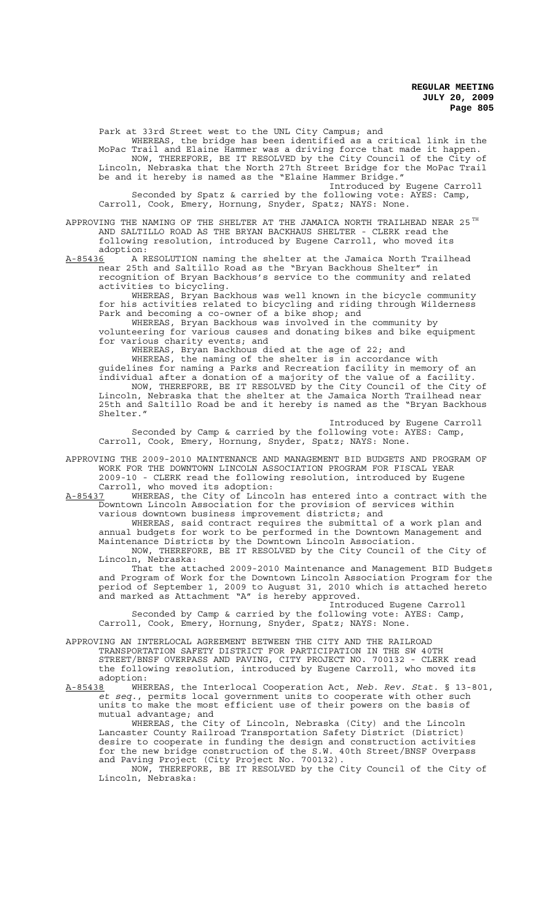Park at 33rd Street west to the UNL City Campus; and

WHEREAS, the bridge has been identified as a critical link in the MoPac Trail and Elaine Hammer was a driving force that made it happen.

NOW, THEREFORE, BE IT RESOLVED by the City Council of the City of Lincoln, Nebraska that the North 27th Street Bridge for the MoPac Trail be and it hereby is named as the "Elaine Hammer Bridge."

Introduced by Eugene Carroll

Seconded by Spatz & carried by the following vote: AYES: Camp, Carroll, Cook, Emery, Hornung, Snyder, Spatz; NAYS: None.

APPROVING THE NAMING OF THE SHELTER AT THE JAMAICA NORTH TRAILHEAD NEAR 25TH AND SALTILLO ROAD AS THE BRYAN BACKHAUS SHELTER - CLERK read the following resolution, introduced by Eugene Carroll, who moved its adoption:

A-85436 A RESOLUTION naming the shelter at the Jamaica North Trailhead near 25th and Saltillo Road as the "Bryan Backhous Shelter" in recognition of Bryan Backhous's service to the community and related activities to bicycling.

WHEREAS, Bryan Backhous was well known in the bicycle community for his activities related to bicycling and riding through Wilderness Park and becoming a co-owner of a bike shop; and

WHEREAS, Bryan Backhous was involved in the community by volunteering for various causes and donating bikes and bike equipment for various charity events; and

WHEREAS, Bryan Backhous died at the age of 22; and

WHEREAS, the naming of the shelter is in accordance with guidelines for naming a Parks and Recreation facility in memory of an individual after a donation of a majority of the value of a facility.

NOW, THEREFORE, BE IT RESOLVED by the City Council of the City of Lincoln, Nebraska that the shelter at the Jamaica North Trailhead near 25th and Saltillo Road be and it hereby is named as the "Bryan Backhous Shelter."

Introduced by Eugene Carroll

Seconded by Camp & carried by the following vote: AYES: Camp, Carroll, Cook, Emery, Hornung, Snyder, Spatz; NAYS: None.

APPROVING THE 2009-2010 MAINTENANCE AND MANAGEMENT BID BUDGETS AND PROGRAM OF WORK FOR THE DOWNTOWN LINCOLN ASSOCIATION PROGRAM FOR FISCAL YEAR 2009-10 - CLERK read the following resolution, introduced by Eugene Carroll, who moved its adoption:

A-85437 WHEREAS, the City of Lincoln has entered into a contract with the Downtown Lincoln Association for the provision of services within various downtown business improvement districts; and

WHEREAS, said contract requires the submittal of a work plan and annual budgets for work to be performed in the Downtown Management and Maintenance Districts by the Downtown Lincoln Association.

NOW, THEREFORE, BE IT RESOLVED by the City Council of the City of Lincoln, Nebraska:

That the attached 2009-2010 Maintenance and Management BID Budgets and Program of Work for the Downtown Lincoln Association Program for the period of September 1, 2009 to August 31, 2010 which is attached hereto and marked as Attachment "A" is hereby approved.

Introduced Eugene Carroll

Seconded by Camp & carried by the following vote: AYES: Camp, Carroll, Cook, Emery, Hornung, Snyder, Spatz; NAYS: None.

APPROVING AN INTERLOCAL AGREEMENT BETWEEN THE CITY AND THE RAILROAD TRANSPORTATION SAFETY DISTRICT FOR PARTICIPATION IN THE SW 40TH STREET/BNSF OVERPASS AND PAVING, CITY PROJECT NO. 700132 - CLERK read the following resolution, introduced by Eugene Carroll, who moved its adoption:

A-85438 WHEREAS, the Interlocal Cooperation Act, *Neb. Rev. Stat.* § 13-801, *et seq.*, permits local government units to cooperate with other such units to make the most efficient use of their powers on the basis of mutual advantage; and

WHEREAS, the City of Lincoln, Nebraska (City) and the Lincoln Lancaster County Railroad Transportation Safety District (District) desire to cooperate in funding the design and construction activities for the new bridge construction of the S.W. 40th Street/BNSF Overpass and Paving Project (City Project No. 700132).

NOW, THEREFORE, BE IT RESOLVED by the City Council of the City of Lincoln, Nebraska: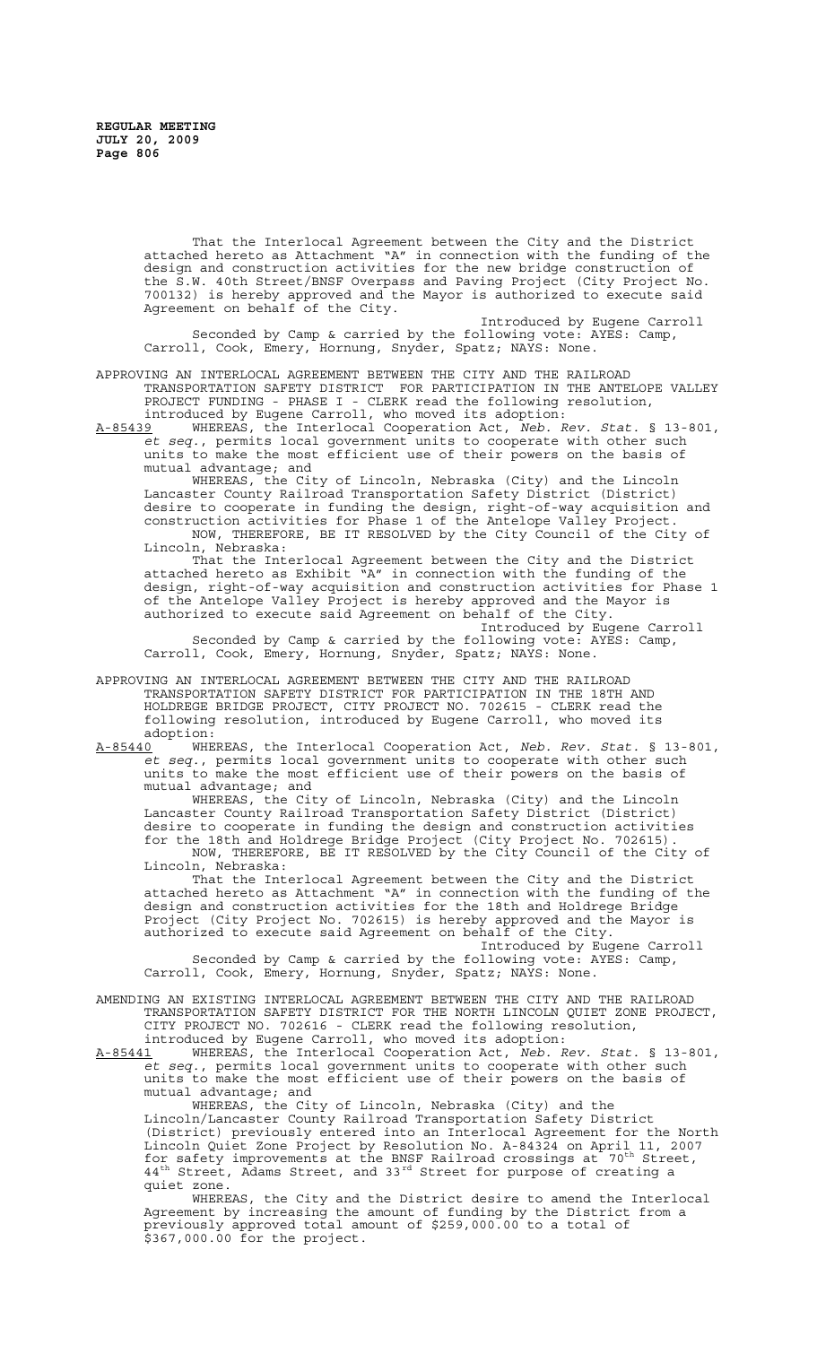That the Interlocal Agreement between the City and the District attached hereto as Attachment "A" in connection with the funding of the design and construction activities for the new bridge construction of the S.W. 40th Street/BNSF Overpass and Paving Project (City Project No. 700132) is hereby approved and the Mayor is authorized to execute said Agreement on behalf of the City.

Introduced by Eugene Carroll

Seconded by Camp & carried by the following vote: AYES: Camp, Carroll, Cook, Emery, Hornung, Snyder, Spatz; NAYS: None.

APPROVING AN INTERLOCAL AGREEMENT BETWEEN THE CITY AND THE RAILROAD TRANSPORTATION SAFETY DISTRICT FOR PARTICIPATION IN THE ANTELOPE VALLEY PROJECT FUNDING - PHASE I - CLERK read the following resolution, introduced by Eugene Carroll, who moved its adoption:

A-85439 WHEREAS, the Interlocal Cooperation Act, *Neb. Rev. Stat.* § 13-801, *et seq.*, permits local government units to cooperate with other such units to make the most efficient use of their powers on the basis of mutual advantage; and

WHEREAS, the City of Lincoln, Nebraska (City) and the Lincoln Lancaster County Railroad Transportation Safety District (District) desire to cooperate in funding the design, right-of-way acquisition and construction activities for Phase 1 of the Antelope Valley Project.

NOW, THEREFORE, BE IT RESOLVED by the City Council of the City of Lincoln, Nebraska:

That the Interlocal Agreement between the City and the District attached hereto as Exhibit "A" in connection with the funding of the design, right-of-way acquisition and construction activities for Phase 1 of the Antelope Valley Project is hereby approved and the Mayor is authorized to execute said Agreement on behalf of the City.

Introduced by Eugene Carroll

Seconded by Camp & carried by the following vote: AYES: Camp, Carroll, Cook, Emery, Hornung, Snyder, Spatz; NAYS: None.

APPROVING AN INTERLOCAL AGREEMENT BETWEEN THE CITY AND THE RAILROAD TRANSPORTATION SAFETY DISTRICT FOR PARTICIPATION IN THE 18TH AND HOLDREGE BRIDGE PROJECT, CITY PROJECT NO. 702615 - CLERK read the following resolution, introduced by Eugene Carroll, who moved its adoption:

A-85440 WHEREAS, the Interlocal Cooperation Act, *Neb. Rev. Stat.* § 13-801, *et seq.*, permits local government units to cooperate with other such units to make the most efficient use of their powers on the basis of mutual advantage; and

WHEREAS, the City of Lincoln, Nebraska (City) and the Lincoln Lancaster County Railroad Transportation Safety District (District) desire to cooperate in funding the design and construction activities for the 18th and Holdrege Bridge Project (City Project No. 702615).

NOW, THEREFORE, BE IT RESOLVED by the City Council of the City of Lincoln, Nebraska:

That the Interlocal Agreement between the City and the District attached hereto as Attachment "A" in connection with the funding of the design and construction activities for the 18th and Holdrege Bridge Project (City Project No. 702615) is hereby approved and the Mayor is authorized to execute said Agreement on behalf of the City.

Introduced by Eugene Carroll

Seconded by Camp & carried by the following vote: AYES: Camp, Carroll, Cook, Emery, Hornung, Snyder, Spatz; NAYS: None.

AMENDING AN EXISTING INTERLOCAL AGREEMENT BETWEEN THE CITY AND THE RAILROAD TRANSPORTATION SAFETY DISTRICT FOR THE NORTH LINCOLN QUIET ZONE PROJECT, CITY PROJECT NO. 702616 - CLERK read the following resolution, introduced by Eugene Carroll, who moved its adoption:

A-85441 WHEREAS, the Interlocal Cooperation Act, *Neb. Rev. Stat.* § 13-801, *et seq.*, permits local government units to cooperate with other such units to make the most efficient use of their powers on the basis of mutual advantage; and

WHEREAS, the City of Lincoln, Nebraska (City) and the Lincoln/Lancaster County Railroad Transportation Safety District (District) previously entered into an Interlocal Agreement for the North Lincoln Quiet Zone Project by Resolution No. A-84324 on April 11, 2007 for safety improvements at the BNSF Railroad crossings at 70th Street, 44th Street, Adams Street, and 33rd Street for purpose of creating a quiet zone.

WHEREAS, the City and the District desire to amend the Interlocal Agreement by increasing the amount of funding by the District from a previously approved total amount of $259,000.00 to a total of $367,000.00 for the project.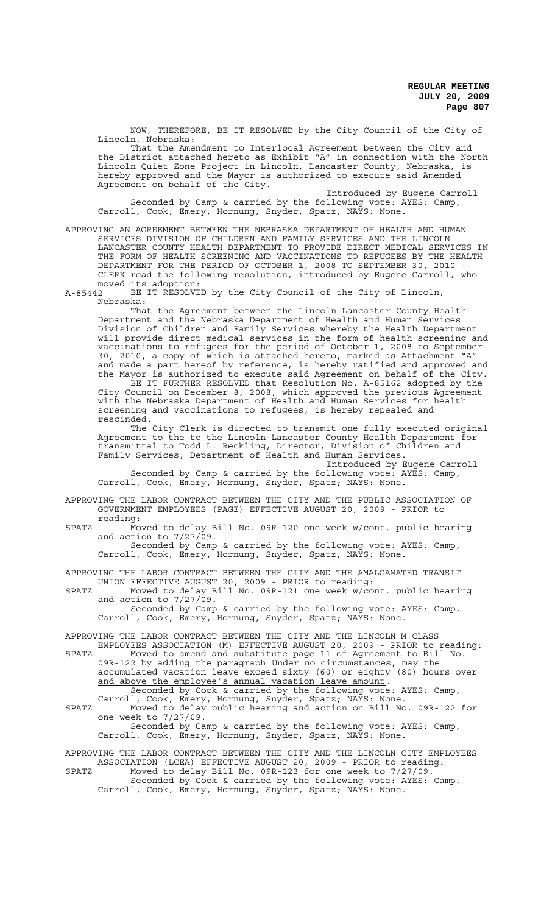NOW, THEREFORE, BE IT RESOLVED by the City Council of the City of Lincoln, Nebraska:

That the Amendment to Interlocal Agreement between the City and the District attached hereto as Exhibit "A" in connection with the North Lincoln Quiet Zone Project in Lincoln, Lancaster County, Nebraska, is hereby approved and the Mayor is authorized to execute said Amended Agreement on behalf of the City.

Introduced by Eugene Carroll

Seconded by Camp & carried by the following vote: AYES: Camp, Carroll, Cook, Emery, Hornung, Snyder, Spatz; NAYS: None.

APPROVING AN AGREEMENT BETWEEN THE NEBRASKA DEPARTMENT OF HEALTH AND HUMAN SERVICES DIVISION OF CHILDREN AND FAMILY SERVICES AND THE LINCOLN LANCASTER COUNTY HEALTH DEPARTMENT TO PROVIDE DIRECT MEDICAL SERVICES IN THE FORM OF HEALTH SCREENING AND VACCINATIONS TO REFUGEES BY THE HEALTH DEPARTMENT FOR THE PERIOD OF OCTOBER 1, 2008 TO SEPTEMBER 30, 2010 - CLERK read the following resolution, introduced by Eugene Carroll, who moved its adoption:

A-85442 BE IT RESOLVED by the City Council of the City of Lincoln, Nebraska:

That the Agreement between the Lincoln-Lancaster County Health Department and the Nebraska Department of Health and Human Services Division of Children and Family Services whereby the Health Department will provide direct medical services in the form of health screening and vaccinations to refugees for the period of October 1, 2008 to September 30, 2010, a copy of which is attached hereto, marked as Attachment "A" and made a part hereof by reference, is hereby ratified and approved and the Mayor is authorized to execute said Agreement on behalf of the City.

BE IT FURTHER RESOLVED that Resolution No. A-85162 adopted by the City Council on December 8, 2008, which approved the previous Agreement with the Nebraska Department of Health and Human Services for health screening and vaccinations to refugees, is hereby repealed and rescinded.

The City Clerk is directed to transmit one fully executed original Agreement to the to the Lincoln-Lancaster County Health Department for transmittal to Todd L. Reckling, Director, Division of Children and Family Services, Department of Health and Human Services.

Introduced by Eugene Carroll

Seconded by Camp & carried by the following vote: AYES: Camp, Carroll, Cook, Emery, Hornung, Snyder, Spatz; NAYS: None.

APPROVING THE LABOR CONTRACT BETWEEN THE CITY AND THE PUBLIC ASSOCIATION OF GOVERNMENT EMPLOYEES (PAGE) EFFECTIVE AUGUST 20, 2009 - PRIOR to reading:

SPATZ Moved to delay Bill No. 09R-120 one week w/cont. public hearing and action to 7/27/09.

Seconded by Camp & carried by the following vote: AYES: Camp, Carroll, Cook, Emery, Hornung, Snyder, Spatz; NAYS: None.

APPROVING THE LABOR CONTRACT BETWEEN THE CITY AND THE AMALGAMATED TRANSIT UNION EFFECTIVE AUGUST 20, 2009 - PRIOR to reading:

SPATZ Moved to delay Bill No. 09R-121 one week w/cont. public hearing and action to 7/27/09.

Seconded by Camp & carried by the following vote: AYES: Camp, Carroll, Cook, Emery, Hornung, Snyder, Spatz; NAYS: None.

APPROVING THE LABOR CONTRACT BETWEEN THE CITY AND THE LINCOLN M CLASS EMPLOYEES ASSOCIATION (M) EFFECTIVE AUGUST 20, 2009 - PRIOR to reading:

SPATZ Moved to amend and substitute page 11 of Agreement to Bill No. 09R-122 by adding the paragraph Under no circumstances, may the accumulated vacation leave exceed sixty (60) or eighty (80) hours over and above the employee's annual vacation leave amount.

Seconded by Cook & carried by the following vote: AYES: Camp, Carroll, Cook, Emery, Hornung, Snyder, Spatz; NAYS: None.

SPATZ Moved to delay public hearing and action on Bill No. 09R-122 for one week to 7/27/09.

Seconded by Camp & carried by the following vote: AYES: Camp, Carroll, Cook, Emery, Hornung, Snyder, Spatz; NAYS: None.

APPROVING THE LABOR CONTRACT BETWEEN THE CITY AND THE LINCOLN CITY EMPLOYEES ASSOCIATION (LCEA) EFFECTIVE AUGUST 20, 2009 - PRIOR to reading:

SPATZ Moved to delay Bill No. 09R-123 for one week to 7/27/09.

Seconded by Cook & carried by the following vote: AYES: Camp, Carroll, Cook, Emery, Hornung, Snyder, Spatz; NAYS: None.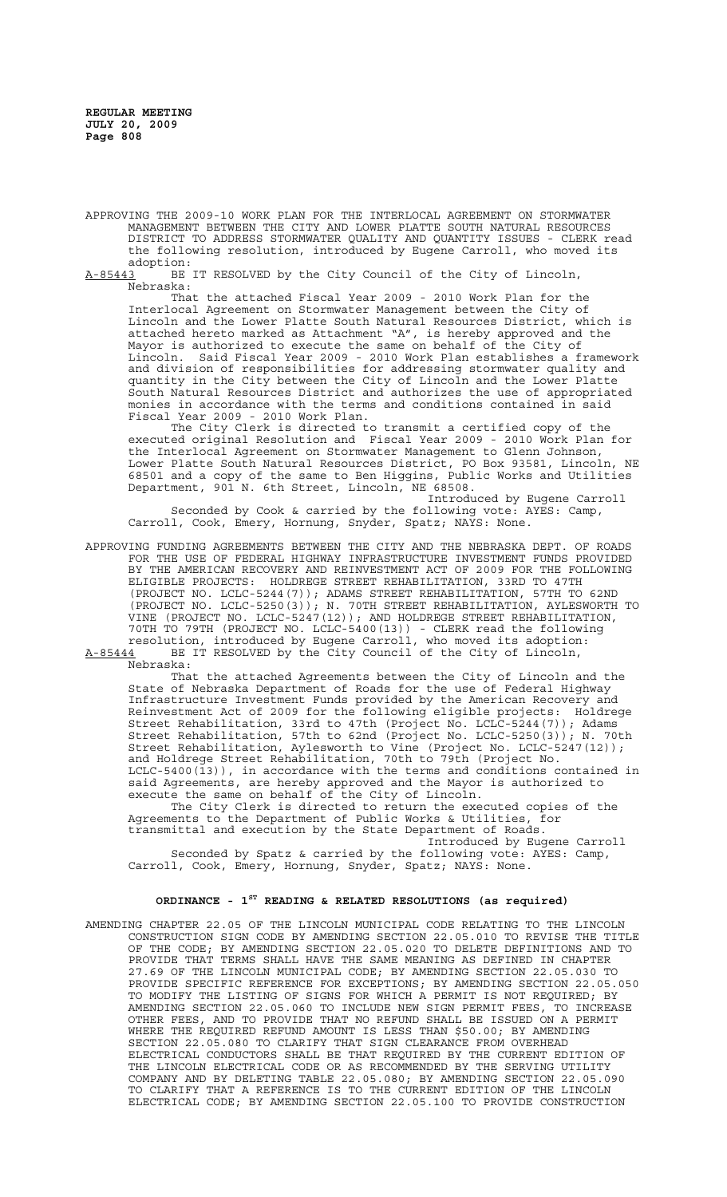APPROVING THE 2009-10 WORK PLAN FOR THE INTERLOCAL AGREEMENT ON STORMWATER MANAGEMENT BETWEEN THE CITY AND LOWER PLATTE SOUTH NATURAL RESOURCES DISTRICT TO ADDRESS STORMWATER QUALITY AND QUANTITY ISSUES - CLERK read the following resolution, introduced by Eugene Carroll, who moved its adoption:

A-85443 BE IT RESOLVED by the City Council of the City of Lincoln, Nebraska:

That the attached Fiscal Year 2009 - 2010 Work Plan for the Interlocal Agreement on Stormwater Management between the City of Lincoln and the Lower Platte South Natural Resources District, which is attached hereto marked as Attachment "A", is hereby approved and the Mayor is authorized to execute the same on behalf of the City of Lincoln. Said Fiscal Year 2009 - 2010 Work Plan establishes a framework and division of responsibilities for addressing stormwater quality and quantity in the City between the City of Lincoln and the Lower Platte South Natural Resources District and authorizes the use of appropriated monies in accordance with the terms and conditions contained in said Fiscal Year 2009 - 2010 Work Plan.

The City Clerk is directed to transmit a certified copy of the executed original Resolution and Fiscal Year 2009 - 2010 Work Plan for the Interlocal Agreement on Stormwater Management to Glenn Johnson, Lower Platte South Natural Resources District, PO Box 93581, Lincoln, NE 68501 and a copy of the same to Ben Higgins, Public Works and Utilities Department, 901 N. 6th Street, Lincoln, NE 68508.

Introduced by Eugene Carroll

Seconded by Cook & carried by the following vote: AYES: Camp, Carroll, Cook, Emery, Hornung, Snyder, Spatz; NAYS: None.

APPROVING FUNDING AGREEMENTS BETWEEN THE CITY AND THE NEBRASKA DEPT. OF ROADS FOR THE USE OF FEDERAL HIGHWAY INFRASTRUCTURE INVESTMENT FUNDS PROVIDED BY THE AMERICAN RECOVERY AND REINVESTMENT ACT OF 2009 FOR THE FOLLOWING ELIGIBLE PROJECTS: HOLDREGE STREET REHABILITATION, 33RD TO 47TH (PROJECT NO. LCLC-5244(7)); ADAMS STREET REHABILITATION, 57TH TO 62ND (PROJECT NO. LCLC-5250(3)); N. 70TH STREET REHABILITATION, AYLESWORTH TO VINE (PROJECT NO. LCLC-5247(12)); AND HOLDREGE STREET REHABILITATION, 70TH TO 79TH (PROJECT NO. LCLC-5400(13)) - CLERK read the following resolution, introduced by Eugene Carroll, who moved its adoption:

A-85444 BE IT RESOLVED by the City Council of the City of Lincoln, Nebraska:

That the attached Agreements between the City of Lincoln and the State of Nebraska Department of Roads for the use of Federal Highway Infrastructure Investment Funds provided by the American Recovery and Reinvestment Act of 2009 for the following eligible projects: Holdrege Street Rehabilitation, 33rd to 47th (Project No. LCLC-5244(7)); Adams Street Rehabilitation, 57th to 62nd (Project No. LCLC-5250(3)); N. 70th Street Rehabilitation, Aylesworth to Vine (Project No. LCLC-5247(12)); and Holdrege Street Rehabilitation, 70th to 79th (Project No. LCLC-5400(13)), in accordance with the terms and conditions contained in said Agreements, are hereby approved and the Mayor is authorized to execute the same on behalf of the City of Lincoln.

The City Clerk is directed to return the executed copies of the Agreements to the Department of Public Works & Utilities, for transmittal and execution by the State Department of Roads.

Introduced by Eugene Carroll

Seconded by Spatz & carried by the following vote: AYES: Camp, Carroll, Cook, Emery, Hornung, Snyder, Spatz; NAYS: None.

## ORDINANCE - 1ST READING & RELATED RESOLUTIONS (as required)

AMENDING CHAPTER 22.05 OF THE LINCOLN MUNICIPAL CODE RELATING TO THE LINCOLN CONSTRUCTION SIGN CODE BY AMENDING SECTION 22.05.010 TO REVISE THE TITLE OF THE CODE; BY AMENDING SECTION 22.05.020 TO DELETE DEFINITIONS AND TO PROVIDE THAT TERMS SHALL HAVE THE SAME MEANING AS DEFINED IN CHAPTER 27.69 OF THE LINCOLN MUNICIPAL CODE; BY AMENDING SECTION 22.05.030 TO PROVIDE SPECIFIC REFERENCE FOR EXCEPTIONS; BY AMENDING SECTION 22.05.050 TO MODIFY THE LISTING OF SIGNS FOR WHICH A PERMIT IS NOT REQUIRED; BY AMENDING SECTION 22.05.060 TO INCLUDE NEW SIGN PERMIT FEES, TO INCREASE OTHER FEES, AND TO PROVIDE THAT NO REFUND SHALL BE ISSUED ON A PERMIT WHERE THE REQUIRED REFUND AMOUNT IS LESS THAN $50.00; BY AMENDING SECTION 22.05.080 TO CLARIFY THAT SIGN CLEARANCE FROM OVERHEAD ELECTRICAL CONDUCTORS SHALL BE THAT REQUIRED BY THE CURRENT EDITION OF THE LINCOLN ELECTRICAL CODE OR AS RECOMMENDED BY THE SERVING UTILITY COMPANY AND BY DELETING TABLE 22.05.080; BY AMENDING SECTION 22.05.090 TO CLARIFY THAT A REFERENCE IS TO THE CURRENT EDITION OF THE LINCOLN ELECTRICAL CODE; BY AMENDING SECTION 22.05.100 TO PROVIDE CONSTRUCTION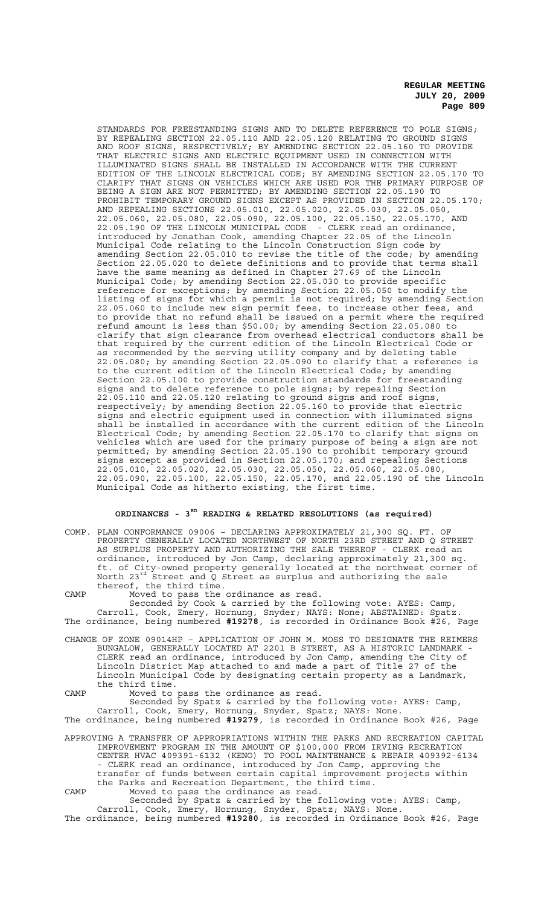STANDARDS FOR FREESTANDING SIGNS AND TO DELETE REFERENCE TO POLE SIGNS; BY REPEALING SECTION 22.05.110 AND 22.05.120 RELATING TO GROUND SIGNS AND ROOF SIGNS, RESPECTIVELY; BY AMENDING SECTION 22.05.160 TO PROVIDE THAT ELECTRIC SIGNS AND ELECTRIC EQUIPMENT USED IN CONNECTION WITH ILLUMINATED SIGNS SHALL BE INSTALLED IN ACCORDANCE WITH THE CURRENT EDITION OF THE LINCOLN ELECTRICAL CODE; BY AMENDING SECTION 22.05.170 TO CLARIFY THAT SIGNS ON VEHICLES WHICH ARE USED FOR THE PRIMARY PURPOSE OF BEING A SIGN ARE NOT PERMITTED; BY AMENDING SECTION 22.05.190 TO PROHIBIT TEMPORARY GROUND SIGNS EXCEPT AS PROVIDED IN SECTION 22.05.170; AND REPEALING SECTIONS 22.05.010, 22.05.020, 22.05.030, 22.05.050, 22.05.060, 22.05.080, 22.05.090, 22.05.100, 22.05.150, 22.05.170, AND 22.05.190 OF THE LINCOLN MUNICIPAL CODE - CLERK read an ordinance, introduced by Jonathan Cook, amending Chapter 22.05 of the Lincoln Municipal Code relating to the Lincoln Construction Sign code by amending Section 22.05.010 to revise the title of the code; by amending Section 22.05.020 to delete definitions and to provide that terms shall have the same meaning as defined in Chapter 27.69 of the Lincoln Municipal Code; by amending Section 22.05.030 to provide specific reference for exceptions; by amending Section 22.05.050 to modify the listing of signs for which a permit is not required; by amending Section 22.05.060 to include new sign permit fees, to increase other fees, and to provide that no refund shall be issued on a permit where the required refund amount is less than $50.00; by amending Section 22.05.080 to clarify that sign clearance from overhead electrical conductors shall be that required by the current edition of the Lincoln Electrical Code or as recommended by the serving utility company and by deleting table 22.05.080; by amending Section 22.05.090 to clarify that a reference is to the current edition of the Lincoln Electrical Code; by amending Section 22.05.100 to provide construction standards for freestanding signs and to delete reference to pole signs; by repealing Section 22.05.110 and 22.05.120 relating to ground signs and roof signs, respectively; by amending Section 22.05.160 to provide that electric signs and electric equipment used in connection with illuminated signs shall be installed in accordance with the current edition of the Lincoln Electrical Code; by amending Section 22.05.170 to clarify that signs on vehicles which are used for the primary purpose of being a sign are not permitted; by amending Section 22.05.190 to prohibit temporary ground signs except as provided in Section 22.05.170; and repealing Sections 22.05.010, 22.05.020, 22.05.030, 22.05.050, 22.05.060, 22.05.080, 22.05.090, 22.05.100, 22.05.150, 22.05.170, and 22.05.190 of the Lincoln Municipal Code as hitherto existing, the first time.

## ORDINANCES - 3[RD] READING & RELATED RESOLUTIONS (as required)

COMP. PLAN CONFORMANCE 09006 – DECLARING APPROXIMATELY 21,300 SQ. FT. OF PROPERTY GENERALLY LOCATED NORTHWEST OF NORTH 23RD STREET AND Q STREET AS SURPLUS PROPERTY AND AUTHORIZING THE SALE THEREOF - CLERK read an ordinance, introduced by Jon Camp, declaring approximately 21,300 sq. ft. of City-owned property generally located at the northwest corner of North 23[rd] Street and Q Street as surplus and authorizing the sale thereof, the third time.

CAMP Moved to pass the ordinance as read.

Seconded by Cook & carried by the following vote: AYES: Camp, Carroll, Cook, Emery, Hornung, Snyder; NAYS: None; ABSTAINED: Spatz.

The ordinance, being numbered **#19278**, is recorded in Ordinance Book #26, Page

CHANGE OF ZONE 09014HP – APPLICATION OF JOHN M. MOSS TO DESIGNATE THE REIMERS BUNGALOW, GENERALLY LOCATED AT 2201 B STREET, AS A HISTORIC LANDMARK - CLERK read an ordinance, introduced by Jon Camp, amending the City of Lincoln District Map attached to and made a part of Title 27 of the Lincoln Municipal Code by designating certain property as a Landmark, the third time.

CAMP Moved to pass the ordinance as read.

Seconded by Spatz & carried by the following vote: AYES: Camp, Carroll, Cook, Emery, Hornung, Snyder, Spatz; NAYS: None.

The ordinance, being numbered **#19279**, is recorded in Ordinance Book #26, Page

APPROVING A TRANSFER OF APPROPRIATIONS WITHIN THE PARKS AND RECREATION CAPITAL IMPROVEMENT PROGRAM IN THE AMOUNT OF $100,000 FROM IRVING RECREATION CENTER HVAC 409391-6132 (KENO) TO POOL MAINTENANCE & REPAIR 409392-6134 - CLERK read an ordinance, introduced by Jon Camp, approving the transfer of funds between certain capital improvement projects within the Parks and Recreation Department, the third time.

CAMP Moved to pass the ordinance as read.

Seconded by Spatz & carried by the following vote: AYES: Camp, Carroll, Cook, Emery, Hornung, Snyder, Spatz; NAYS: None.

The ordinance, being numbered **#19280**, is recorded in Ordinance Book #26, Page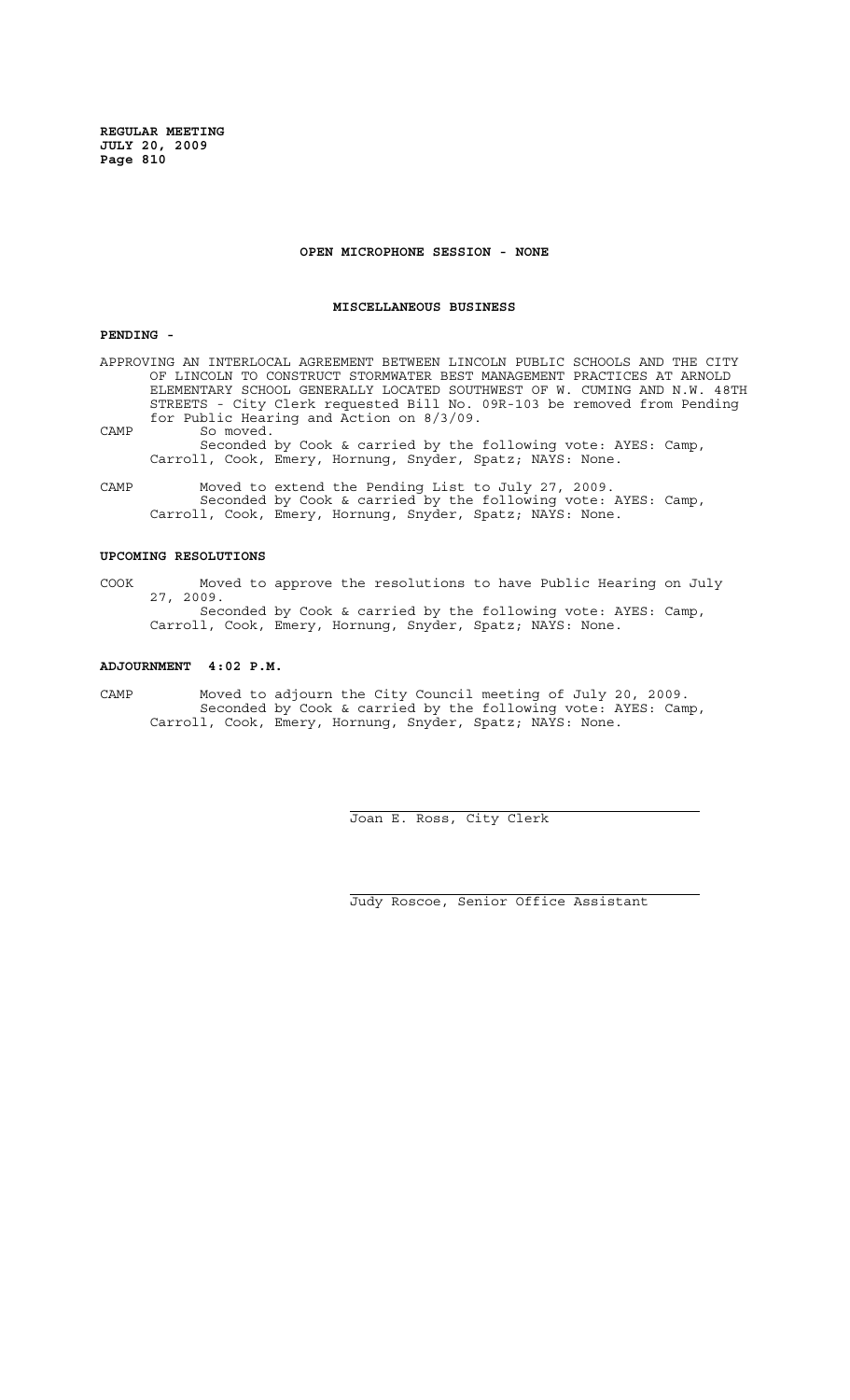**OPEN MICROPHONE SESSION - NONE**

**MISCELLANEOUS BUSINESS**

**PENDING -**

APPROVING AN INTERLOCAL AGREEMENT BETWEEN LINCOLN PUBLIC SCHOOLS AND THE CITY OF LINCOLN TO CONSTRUCT STORMWATER BEST MANAGEMENT PRACTICES AT ARNOLD ELEMENTARY SCHOOL GENERALLY LOCATED SOUTHWEST OF W. CUMING AND N.W. 48TH STREETS - City Clerk requested Bill No. 09R-103 be removed from Pending for Public Hearing and Action on 8/3/09.

CAMP So moved.
Seconded by Cook & carried by the following vote: AYES: Camp, Carroll, Cook, Emery, Hornung, Snyder, Spatz; NAYS: None.

CAMP Moved to extend the Pending List to July 27, 2009.
Seconded by Cook & carried by the following vote: AYES: Camp, Carroll, Cook, Emery, Hornung, Snyder, Spatz; NAYS: None.

**UPCOMING RESOLUTIONS**

COOK Moved to approve the resolutions to have Public Hearing on July 27, 2009.
Seconded by Cook & carried by the following vote: AYES: Camp, Carroll, Cook, Emery, Hornung, Snyder, Spatz; NAYS: None.

**ADJOURNMENT 4:02 P.M.**

CAMP Moved to adjourn the City Council meeting of July 20, 2009.
Seconded by Cook & carried by the following vote: AYES: Camp, Carroll, Cook, Emery, Hornung, Snyder, Spatz; NAYS: None.

Joan E. Ross, City Clerk

Judy Roscoe, Senior Office Assistant